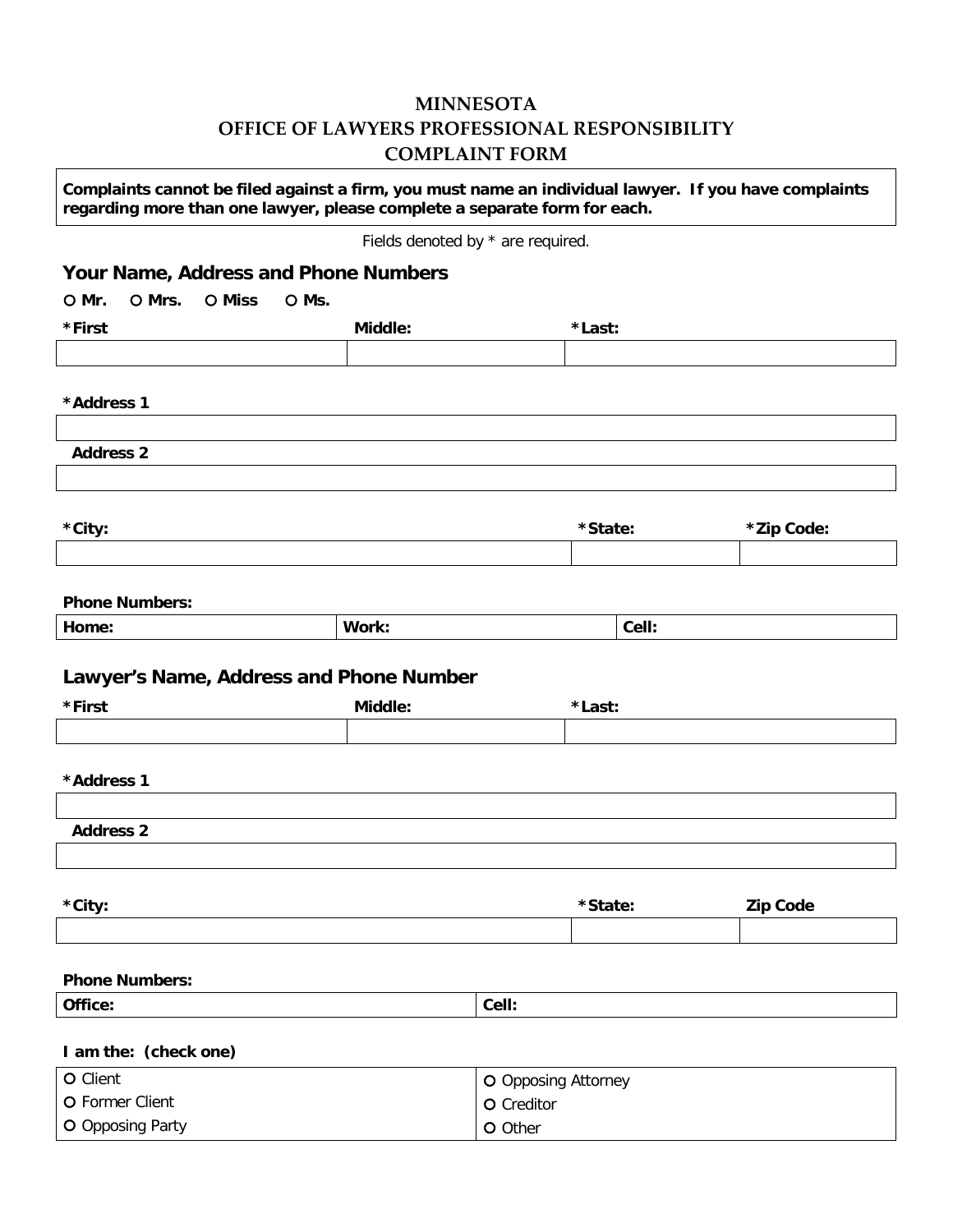# MINNESOTA
# OFFICE OF LAWYERS PROFESSIONAL RESPONSIBILITY
# COMPLAINT FORM

**Complaints cannot be filed against a firm, you must name an individual lawyer. If you have complaints regarding more than one lawyer, please complete a separate form for each.**

Fields denoted by * are required.

## Your Name, Address and Phone Numbers

○ **Mr.** ○ **Mrs.** ○ **Miss** ○ **Ms.**

| *First | Middle: | *Last: |
|---|---|---|
| | | |

**\*Address 1**

**Address 2**

| *City: | *State: | *Zip Code: |
|---|---|---|
| | | |

**Phone Numbers:**

| Home: | Work: | Cell: |
|---|---|---|

## Lawyer's Name, Address and Phone Number

| *First | Middle: | *Last: |
|---|---|---|
| | | |

**\*Address 1**

**Address 2**

| *City: | *State: | Zip Code |
|---|---|---|
| | | |

**Phone Numbers:**

| Office: | Cell: |
|---|---|

**I am the: (check one)**

| | |
|---|---|
| ○ Client | ○ Opposing Attorney |
| ○ Former Client | ○ Creditor |
| ○ Opposing Party | ○ Other |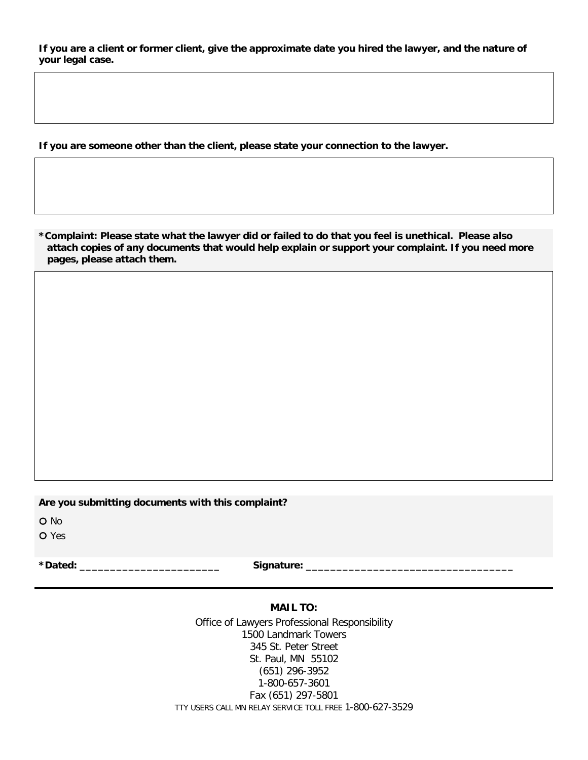**If you are a client or former client, give the approximate date you hired the lawyer, and the nature of your legal case.**

**If you are someone other than the client, please state your connection to the lawyer.**

**\*Complaint: Please state what the lawyer did or failed to do that you feel is unethical. Please also attach copies of any documents that would help explain or support your complaint. If you need more pages, please attach them.**

**Are you submitting documents with this complaint?**

○ No

○ Yes

**\*Dated:** ________________________ **Signature:** ___________________________________

---

**MAIL TO:**

Office of Lawyers Professional Responsibility
1500 Landmark Towers
345 St. Peter Street
St. Paul, MN 55102
(651) 296-3952
1-800-657-3601
Fax (651) 297-5801
TTY USERS CALL MN RELAY SERVICE TOLL FREE 1-800-627-3529